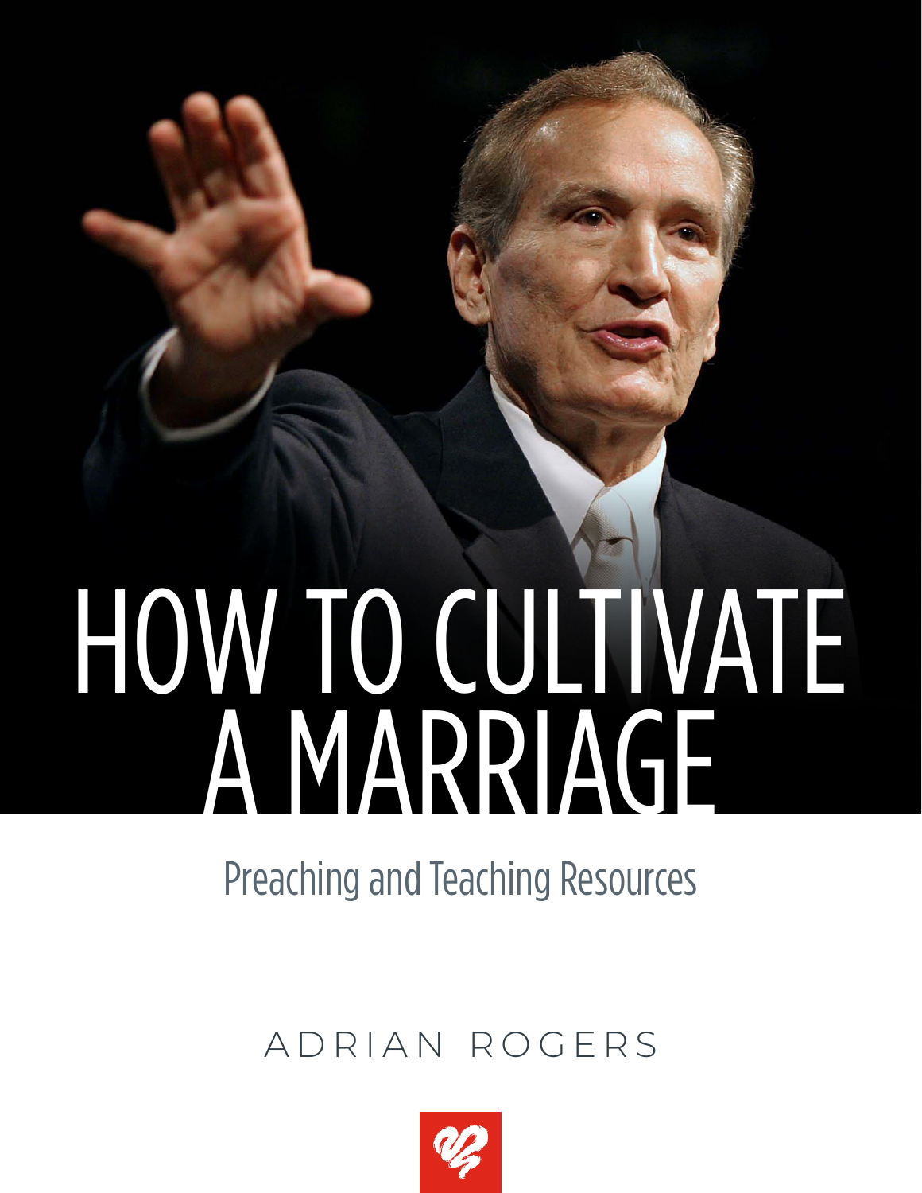# HOW TO CULTIVATE A MARRIAGE

Preaching and Teaching Resources

ADRIAN ROGERS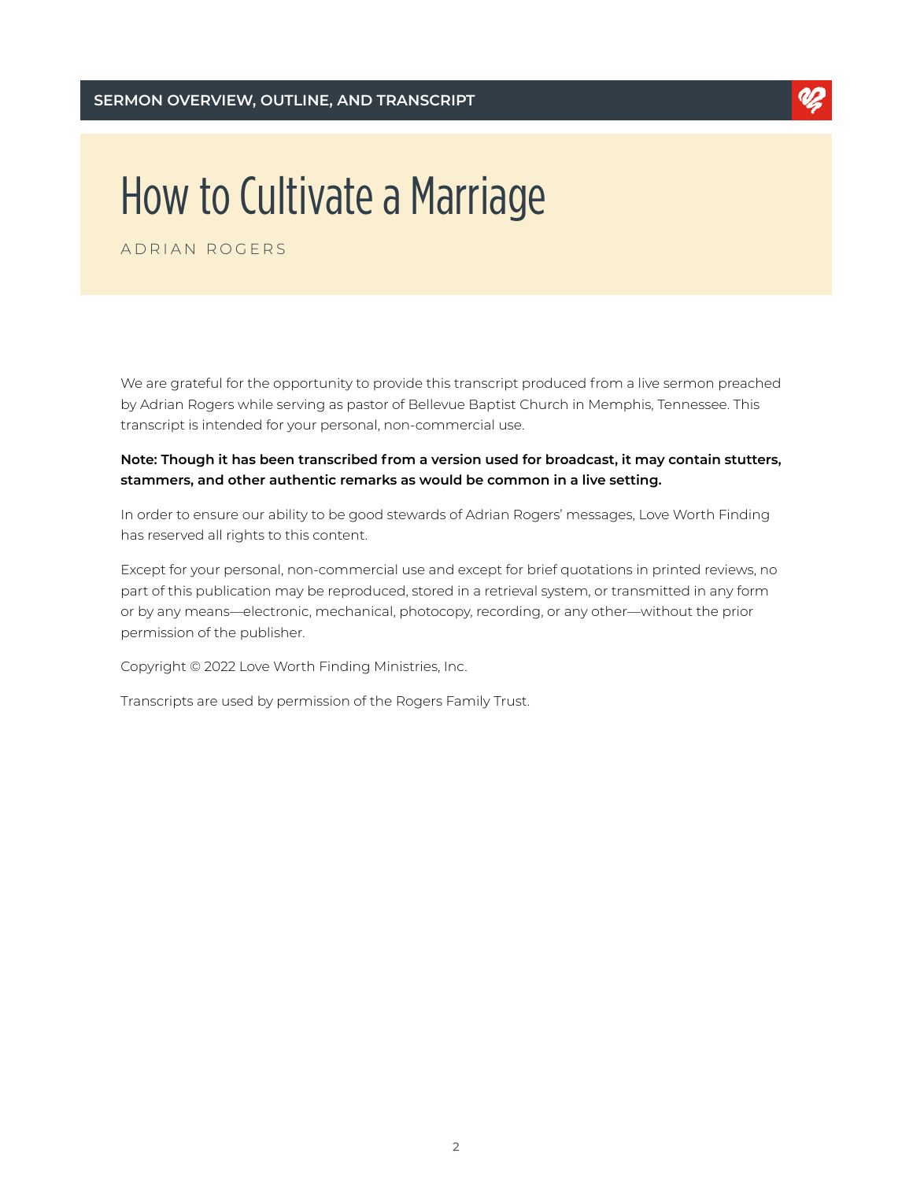SERMON OVERVIEW, OUTLINE, AND TRANSCRIPT

# How to Cultivate a Marriage

ADRIAN ROGERS

We are grateful for the opportunity to provide this transcript produced from a live sermon preached by Adrian Rogers while serving as pastor of Bellevue Baptist Church in Memphis, Tennessee. This transcript is intended for your personal, non-commercial use.

**Note: Though it has been transcribed from a version used for broadcast, it may contain stutters, stammers, and other authentic remarks as would be common in a live setting.**

In order to ensure our ability to be good stewards of Adrian Rogers' messages, Love Worth Finding has reserved all rights to this content.

Except for your personal, non-commercial use and except for brief quotations in printed reviews, no part of this publication may be reproduced, stored in a retrieval system, or transmitted in any form or by any means—electronic, mechanical, photocopy, recording, or any other—without the prior permission of the publisher.

Copyright © 2022 Love Worth Finding Ministries, Inc.

Transcripts are used by permission of the Rogers Family Trust.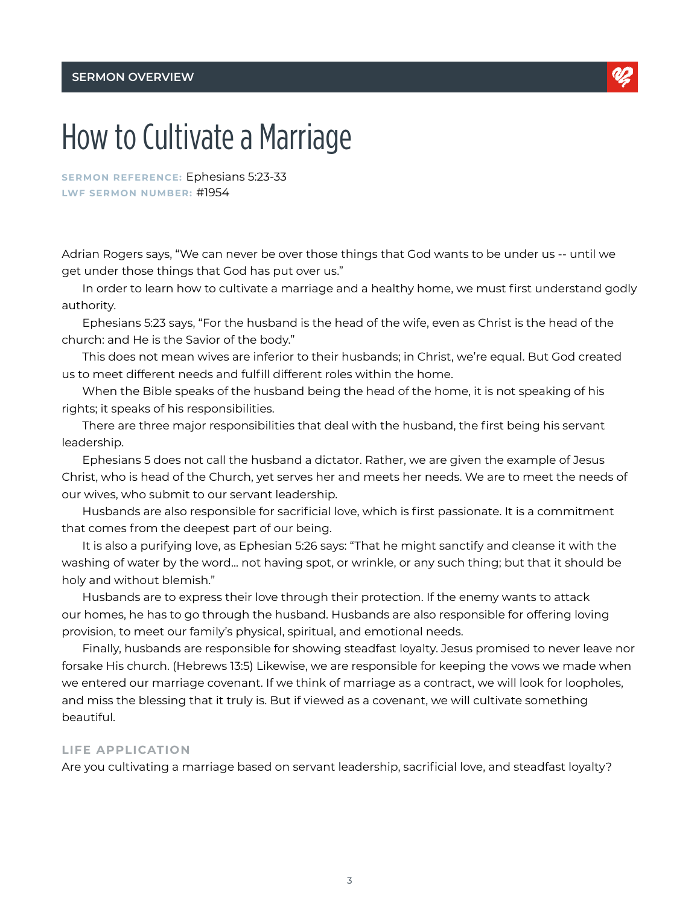SERMON OVERVIEW

# How to Cultivate a Marriage

**SERMON REFERENCE:** Ephesians 5:23-33
**LWF SERMON NUMBER:** #1954

Adrian Rogers says, "We can never be over those things that God wants to be under us -- until we get under those things that God has put over us."

In order to learn how to cultivate a marriage and a healthy home, we must first understand godly authority.

Ephesians 5:23 says, "For the husband is the head of the wife, even as Christ is the head of the church: and He is the Savior of the body."

This does not mean wives are inferior to their husbands; in Christ, we're equal. But God created us to meet different needs and fulfill different roles within the home.

When the Bible speaks of the husband being the head of the home, it is not speaking of his rights; it speaks of his responsibilities.

There are three major responsibilities that deal with the husband, the first being his servant leadership.

Ephesians 5 does not call the husband a dictator. Rather, we are given the example of Jesus Christ, who is head of the Church, yet serves her and meets her needs. We are to meet the needs of our wives, who submit to our servant leadership.

Husbands are also responsible for sacrificial love, which is first passionate. It is a commitment that comes from the deepest part of our being.

It is also a purifying love, as Ephesian 5:26 says: "That he might sanctify and cleanse it with the washing of water by the word… not having spot, or wrinkle, or any such thing; but that it should be holy and without blemish."

Husbands are to express their love through their protection. If the enemy wants to attack our homes, he has to go through the husband. Husbands are also responsible for offering loving provision, to meet our family's physical, spiritual, and emotional needs.

Finally, husbands are responsible for showing steadfast loyalty. Jesus promised to never leave nor forsake His church. (Hebrews 13:5) Likewise, we are responsible for keeping the vows we made when we entered our marriage covenant. If we think of marriage as a contract, we will look for loopholes, and miss the blessing that it truly is. But if viewed as a covenant, we will cultivate something beautiful.

### LIFE APPLICATION

Are you cultivating a marriage based on servant leadership, sacrificial love, and steadfast loyalty?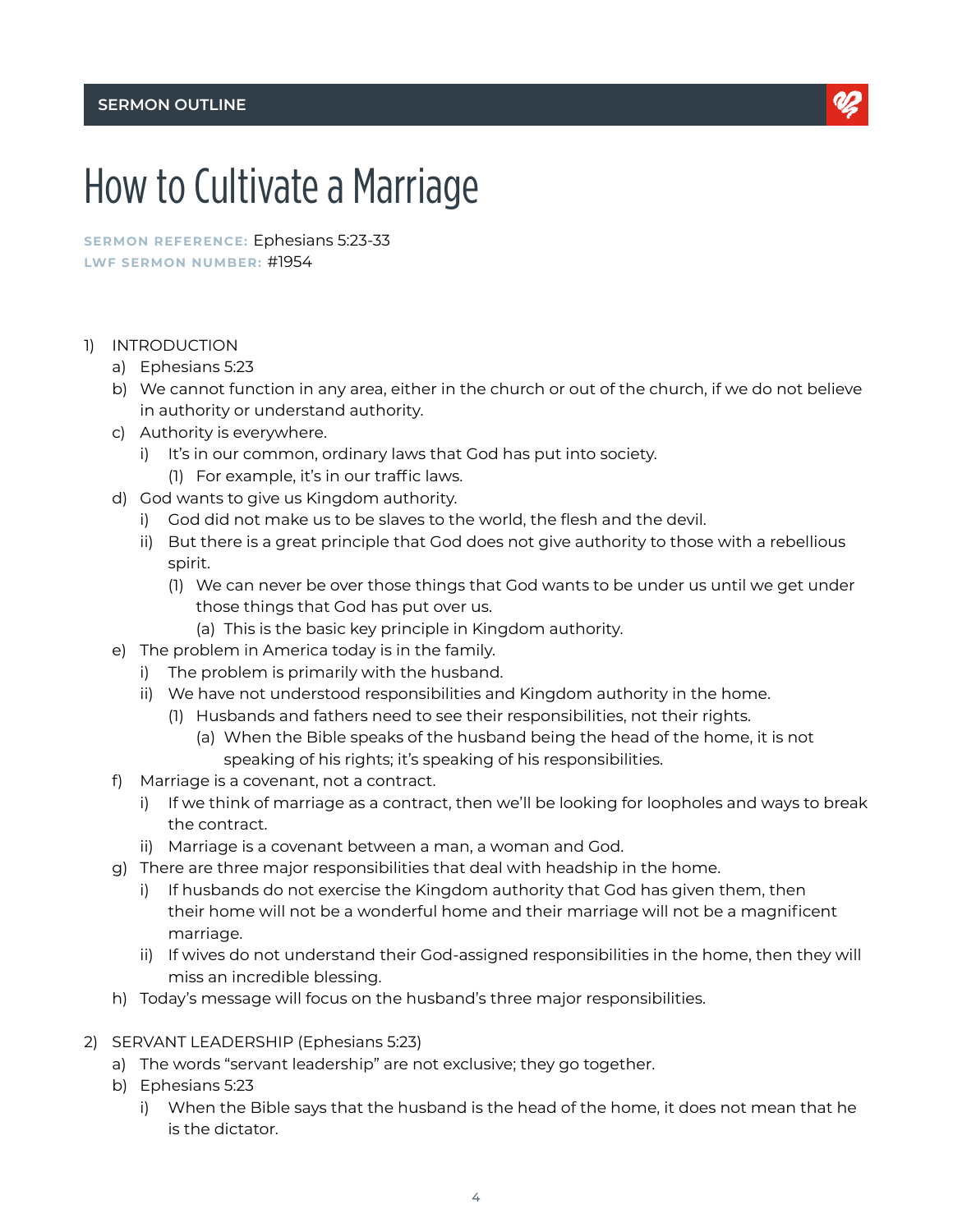SERMON OUTLINE

# How to Cultivate a Marriage

**SERMON REFERENCE:** Ephesians 5:23-33
**LWF SERMON NUMBER:** #1954

1) INTRODUCTION
   a) Ephesians 5:23
   b) We cannot function in any area, either in the church or out of the church, if we do not believe in authority or understand authority.
   c) Authority is everywhere.
      i) It's in our common, ordinary laws that God has put into society.
         (1) For example, it's in our traffic laws.
   d) God wants to give us Kingdom authority.
      i) God did not make us to be slaves to the world, the flesh and the devil.
      ii) But there is a great principle that God does not give authority to those with a rebellious spirit.
         (1) We can never be over those things that God wants to be under us until we get under those things that God has put over us.
            (a) This is the basic key principle in Kingdom authority.
   e) The problem in America today is in the family.
      i) The problem is primarily with the husband.
      ii) We have not understood responsibilities and Kingdom authority in the home.
         (1) Husbands and fathers need to see their responsibilities, not their rights.
            (a) When the Bible speaks of the husband being the head of the home, it is not speaking of his rights; it's speaking of his responsibilities.
   f) Marriage is a covenant, not a contract.
      i) If we think of marriage as a contract, then we'll be looking for loopholes and ways to break the contract.
      ii) Marriage is a covenant between a man, a woman and God.
   g) There are three major responsibilities that deal with headship in the home.
      i) If husbands do not exercise the Kingdom authority that God has given them, then their home will not be a wonderful home and their marriage will not be a magnificent marriage.
      ii) If wives do not understand their God-assigned responsibilities in the home, then they will miss an incredible blessing.
   h) Today's message will focus on the husband's three major responsibilities.

2) SERVANT LEADERSHIP (Ephesians 5:23)
   a) The words "servant leadership" are not exclusive; they go together.
   b) Ephesians 5:23
      i) When the Bible says that the husband is the head of the home, it does not mean that he is the dictator.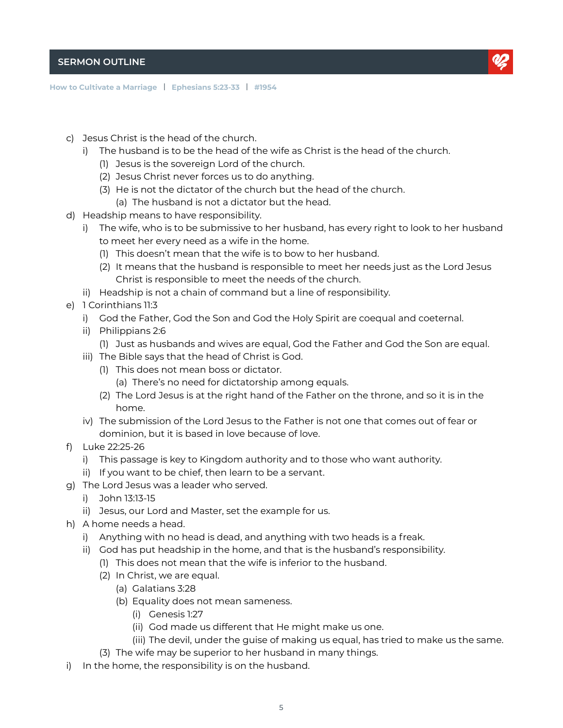c) Jesus Christ is the head of the church.
   i) The husband is to be the head of the wife as Christ is the head of the church.
      (1) Jesus is the sovereign Lord of the church.
      (2) Jesus Christ never forces us to do anything.
      (3) He is not the dictator of the church but the head of the church.
         (a) The husband is not a dictator but the head.

d) Headship means to have responsibility.
   i) The wife, who is to be submissive to her husband, has every right to look to her husband to meet her every need as a wife in the home.
      (1) This doesn't mean that the wife is to bow to her husband.
      (2) It means that the husband is responsible to meet her needs just as the Lord Jesus Christ is responsible to meet the needs of the church.
   ii) Headship is not a chain of command but a line of responsibility.

e) 1 Corinthians 11:3
   i) God the Father, God the Son and God the Holy Spirit are coequal and coeternal.
   ii) Philippians 2:6
      (1) Just as husbands and wives are equal, God the Father and God the Son are equal.
   iii) The Bible says that the head of Christ is God.
      (1) This does not mean boss or dictator.
         (a) There's no need for dictatorship among equals.
      (2) The Lord Jesus is at the right hand of the Father on the throne, and so it is in the home.
   iv) The submission of the Lord Jesus to the Father is not one that comes out of fear or dominion, but it is based in love because of love.

f) Luke 22:25-26
   i) This passage is key to Kingdom authority and to those who want authority.
   ii) If you want to be chief, then learn to be a servant.

g) The Lord Jesus was a leader who served.
   i) John 13:13-15
   ii) Jesus, our Lord and Master, set the example for us.

h) A home needs a head.
   i) Anything with no head is dead, and anything with two heads is a freak.
   ii) God has put headship in the home, and that is the husband's responsibility.
      (1) This does not mean that the wife is inferior to the husband.
      (2) In Christ, we are equal.
         (a) Galatians 3:28
         (b) Equality does not mean sameness.
            (i) Genesis 1:27
            (ii) God made us different that He might make us one.
            (iii) The devil, under the guise of making us equal, has tried to make us the same.
      (3) The wife may be superior to her husband in many things.

i) In the home, the responsibility is on the husband.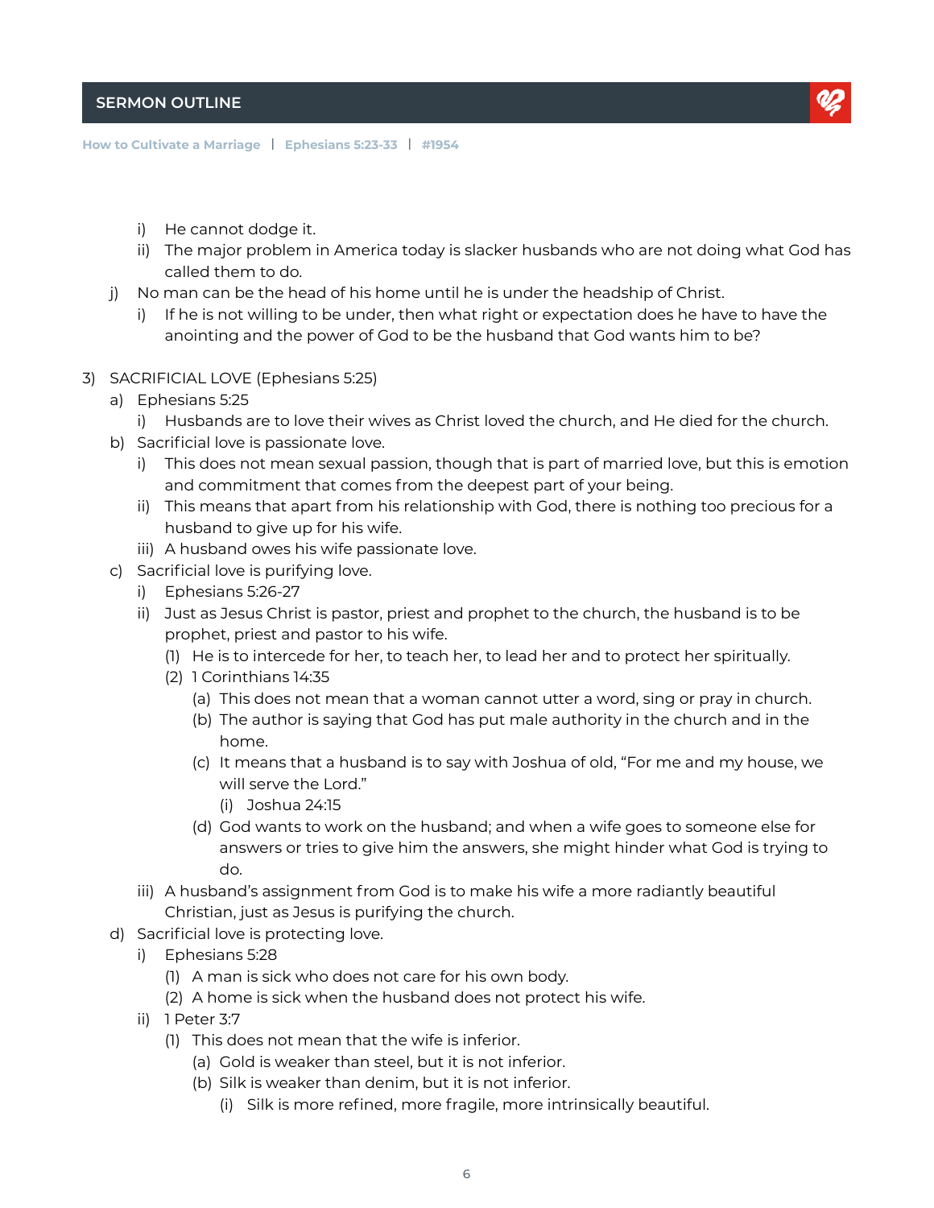i) He cannot dodge it.
ii) The major problem in America today is slacker husbands who are not doing what God has called them to do.

j) No man can be the head of his home until he is under the headship of Christ.
   i) If he is not willing to be under, then what right or expectation does he have to have the anointing and the power of God to be the husband that God wants him to be?

3) SACRIFICIAL LOVE (Ephesians 5:25)
   a) Ephesians 5:25
      i) Husbands are to love their wives as Christ loved the church, and He died for the church.
   b) Sacrificial love is passionate love.
      i) This does not mean sexual passion, though that is part of married love, but this is emotion and commitment that comes from the deepest part of your being.
      ii) This means that apart from his relationship with God, there is nothing too precious for a husband to give up for his wife.
      iii) A husband owes his wife passionate love.
   c) Sacrificial love is purifying love.
      i) Ephesians 5:26-27
      ii) Just as Jesus Christ is pastor, priest and prophet to the church, the husband is to be prophet, priest and pastor to his wife.
         (1) He is to intercede for her, to teach her, to lead her and to protect her spiritually.
         (2) 1 Corinthians 14:35
            (a) This does not mean that a woman cannot utter a word, sing or pray in church.
            (b) The author is saying that God has put male authority in the church and in the home.
            (c) It means that a husband is to say with Joshua of old, "For me and my house, we will serve the Lord."
               (i) Joshua 24:15
            (d) God wants to work on the husband; and when a wife goes to someone else for answers or tries to give him the answers, she might hinder what God is trying to do.
      iii) A husband's assignment from God is to make his wife a more radiantly beautiful Christian, just as Jesus is purifying the church.
   d) Sacrificial love is protecting love.
      i) Ephesians 5:28
         (1) A man is sick who does not care for his own body.
         (2) A home is sick when the husband does not protect his wife.
      ii) 1 Peter 3:7
         (1) This does not mean that the wife is inferior.
            (a) Gold is weaker than steel, but it is not inferior.
            (b) Silk is weaker than denim, but it is not inferior.
               (i) Silk is more refined, more fragile, more intrinsically beautiful.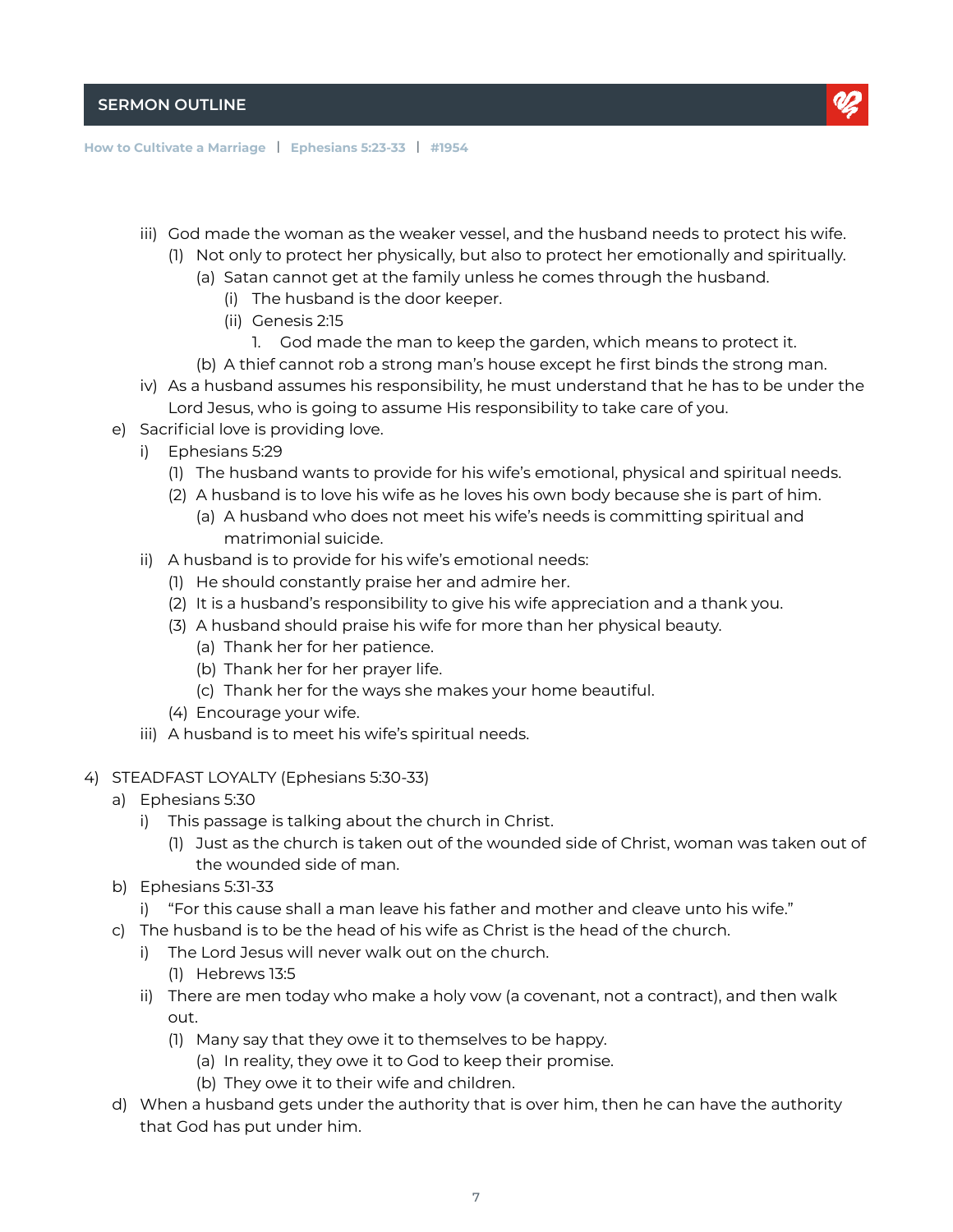iii) God made the woman as the weaker vessel, and the husband needs to protect his wife.
   (1) Not only to protect her physically, but also to protect her emotionally and spiritually.
      (a) Satan cannot get at the family unless he comes through the husband.
         (i) The husband is the door keeper.
         (ii) Genesis 2:15
            1. God made the man to keep the garden, which means to protect it.
      (b) A thief cannot rob a strong man's house except he first binds the strong man.

iv) As a husband assumes his responsibility, he must understand that he has to be under the Lord Jesus, who is going to assume His responsibility to take care of you.

e) Sacrificial love is providing love.
   i) Ephesians 5:29
      (1) The husband wants to provide for his wife's emotional, physical and spiritual needs.
      (2) A husband is to love his wife as he loves his own body because she is part of him.
         (a) A husband who does not meet his wife's needs is committing spiritual and matrimonial suicide.
   ii) A husband is to provide for his wife's emotional needs:
      (1) He should constantly praise her and admire her.
      (2) It is a husband's responsibility to give his wife appreciation and a thank you.
      (3) A husband should praise his wife for more than her physical beauty.
         (a) Thank her for her patience.
         (b) Thank her for her prayer life.
         (c) Thank her for the ways she makes your home beautiful.
      (4) Encourage your wife.
   iii) A husband is to meet his wife's spiritual needs.

4) STEADFAST LOYALTY (Ephesians 5:30-33)
   a) Ephesians 5:30
      i) This passage is talking about the church in Christ.
         (1) Just as the church is taken out of the wounded side of Christ, woman was taken out of the wounded side of man.
   b) Ephesians 5:31-33
      i) "For this cause shall a man leave his father and mother and cleave unto his wife."
   c) The husband is to be the head of his wife as Christ is the head of the church.
      i) The Lord Jesus will never walk out on the church.
         (1) Hebrews 13:5
      ii) There are men today who make a holy vow (a covenant, not a contract), and then walk out.
         (1) Many say that they owe it to themselves to be happy.
            (a) In reality, they owe it to God to keep their promise.
            (b) They owe it to their wife and children.
   d) When a husband gets under the authority that is over him, then he can have the authority that God has put under him.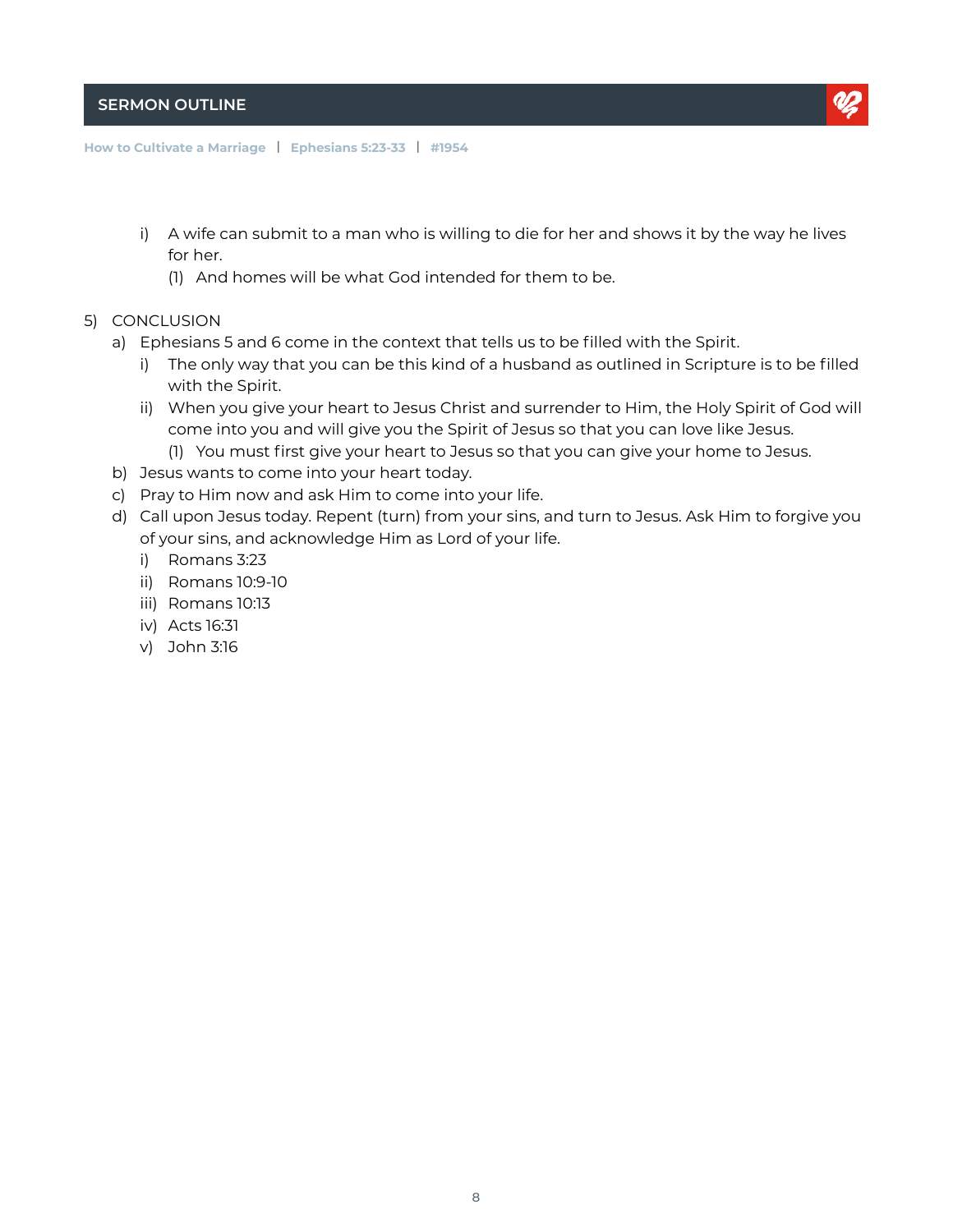- i) A wife can submit to a man who is willing to die for her and shows it by the way he lives for her.
  - (1) And homes will be what God intended for them to be.

5) CONCLUSION
   - a) Ephesians 5 and 6 come in the context that tells us to be filled with the Spirit.
     - i) The only way that you can be this kind of a husband as outlined in Scripture is to be filled with the Spirit.
     - ii) When you give your heart to Jesus Christ and surrender to Him, the Holy Spirit of God will come into you and will give you the Spirit of Jesus so that you can love like Jesus.
       - (1) You must first give your heart to Jesus so that you can give your home to Jesus.
   - b) Jesus wants to come into your heart today.
   - c) Pray to Him now and ask Him to come into your life.
   - d) Call upon Jesus today. Repent (turn) from your sins, and turn to Jesus. Ask Him to forgive you of your sins, and acknowledge Him as Lord of your life.
     - i) Romans 3:23
     - ii) Romans 10:9-10
     - iii) Romans 10:13
     - iv) Acts 16:31
     - v) John 3:16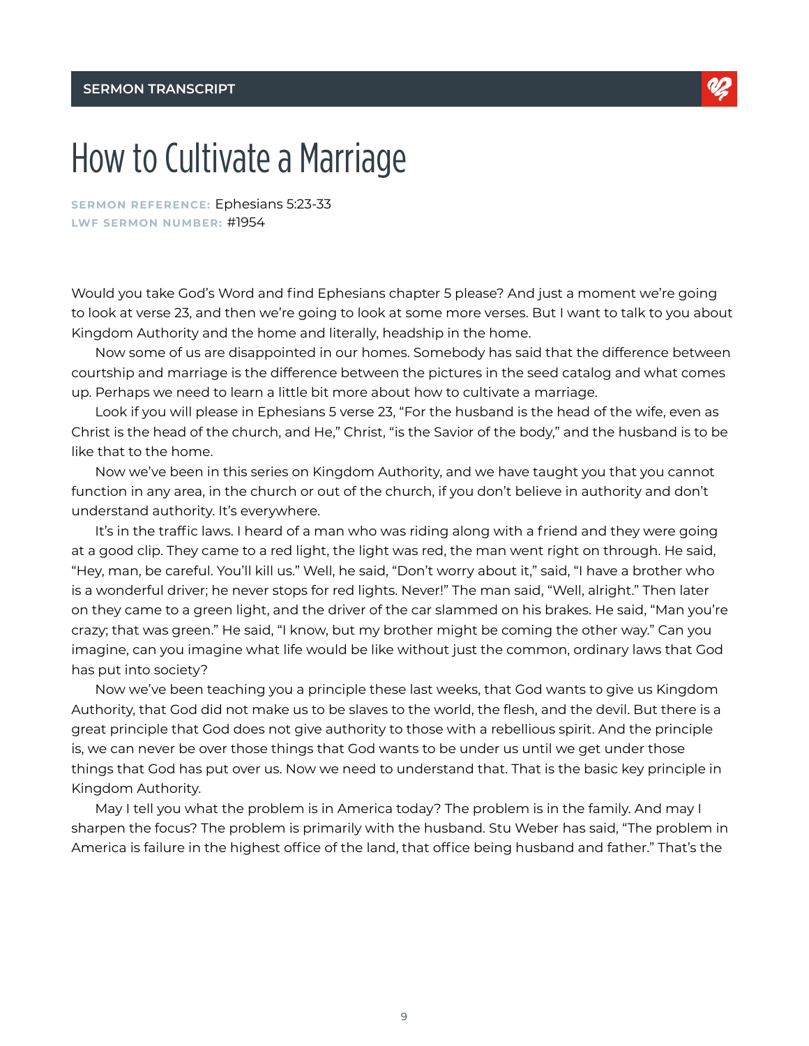SERMON TRANSCRIPT

# How to Cultivate a Marriage

**SERMON REFERENCE:** Ephesians 5:23-33
**LWF SERMON NUMBER:** #1954

Would you take God's Word and find Ephesians chapter 5 please? And just a moment we're going to look at verse 23, and then we're going to look at some more verses. But I want to talk to you about Kingdom Authority and the home and literally, headship in the home.

Now some of us are disappointed in our homes. Somebody has said that the difference between courtship and marriage is the difference between the pictures in the seed catalog and what comes up. Perhaps we need to learn a little bit more about how to cultivate a marriage.

Look if you will please in Ephesians 5 verse 23, "For the husband is the head of the wife, even as Christ is the head of the church, and He," Christ, "is the Savior of the body," and the husband is to be like that to the home.

Now we've been in this series on Kingdom Authority, and we have taught you that you cannot function in any area, in the church or out of the church, if you don't believe in authority and don't understand authority. It's everywhere.

It's in the traffic laws. I heard of a man who was riding along with a friend and they were going at a good clip. They came to a red light, the light was red, the man went right on through. He said, "Hey, man, be careful. You'll kill us." Well, he said, "Don't worry about it," said, "I have a brother who is a wonderful driver; he never stops for red lights. Never!" The man said, "Well, alright." Then later on they came to a green light, and the driver of the car slammed on his brakes. He said, "Man you're crazy; that was green." He said, "I know, but my brother might be coming the other way." Can you imagine, can you imagine what life would be like without just the common, ordinary laws that God has put into society?

Now we've been teaching you a principle these last weeks, that God wants to give us Kingdom Authority, that God did not make us to be slaves to the world, the flesh, and the devil. But there is a great principle that God does not give authority to those with a rebellious spirit. And the principle is, we can never be over those things that God wants to be under us until we get under those things that God has put over us. Now we need to understand that. That is the basic key principle in Kingdom Authority.

May I tell you what the problem is in America today? The problem is in the family. And may I sharpen the focus? The problem is primarily with the husband. Stu Weber has said, "The problem in America is failure in the highest office of the land, that office being husband and father." That's the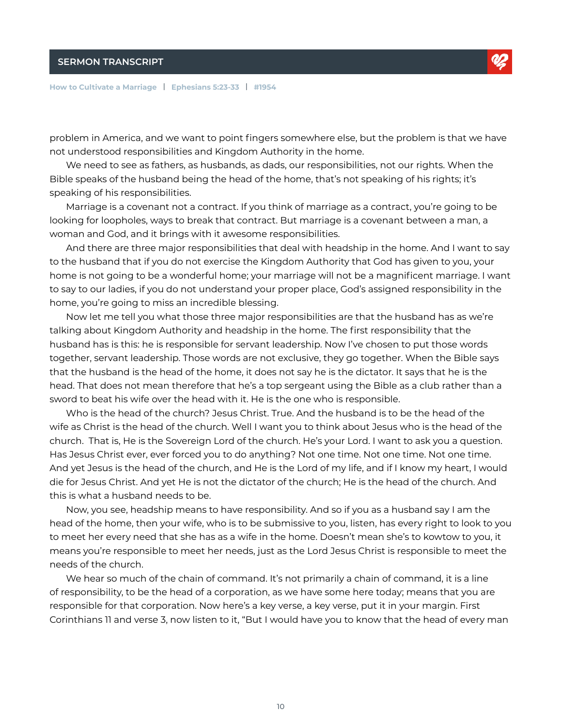problem in America, and we want to point fingers somewhere else, but the problem is that we have not understood responsibilities and Kingdom Authority in the home.

We need to see as fathers, as husbands, as dads, our responsibilities, not our rights. When the Bible speaks of the husband being the head of the home, that's not speaking of his rights; it's speaking of his responsibilities.

Marriage is a covenant not a contract. If you think of marriage as a contract, you're going to be looking for loopholes, ways to break that contract. But marriage is a covenant between a man, a woman and God, and it brings with it awesome responsibilities.

And there are three major responsibilities that deal with headship in the home. And I want to say to the husband that if you do not exercise the Kingdom Authority that God has given to you, your home is not going to be a wonderful home; your marriage will not be a magnificent marriage. I want to say to our ladies, if you do not understand your proper place, God's assigned responsibility in the home, you're going to miss an incredible blessing.

Now let me tell you what those three major responsibilities are that the husband has as we're talking about Kingdom Authority and headship in the home. The first responsibility that the husband has is this: he is responsible for servant leadership. Now I've chosen to put those words together, servant leadership. Those words are not exclusive, they go together. When the Bible says that the husband is the head of the home, it does not say he is the dictator. It says that he is the head. That does not mean therefore that he's a top sergeant using the Bible as a club rather than a sword to beat his wife over the head with it. He is the one who is responsible.

Who is the head of the church? Jesus Christ. True. And the husband is to be the head of the wife as Christ is the head of the church. Well I want you to think about Jesus who is the head of the church. That is, He is the Sovereign Lord of the church. He's your Lord. I want to ask you a question. Has Jesus Christ ever, ever forced you to do anything? Not one time. Not one time. Not one time. And yet Jesus is the head of the church, and He is the Lord of my life, and if I know my heart, I would die for Jesus Christ. And yet He is not the dictator of the church; He is the head of the church. And this is what a husband needs to be.

Now, you see, headship means to have responsibility. And so if you as a husband say I am the head of the home, then your wife, who is to be submissive to you, listen, has every right to look to you to meet her every need that she has as a wife in the home. Doesn't mean she's to kowtow to you, it means you're responsible to meet her needs, just as the Lord Jesus Christ is responsible to meet the needs of the church.

We hear so much of the chain of command. It's not primarily a chain of command, it is a line of responsibility, to be the head of a corporation, as we have some here today; means that you are responsible for that corporation. Now here's a key verse, a key verse, put it in your margin. First Corinthians 11 and verse 3, now listen to it, "But I would have you to know that the head of every man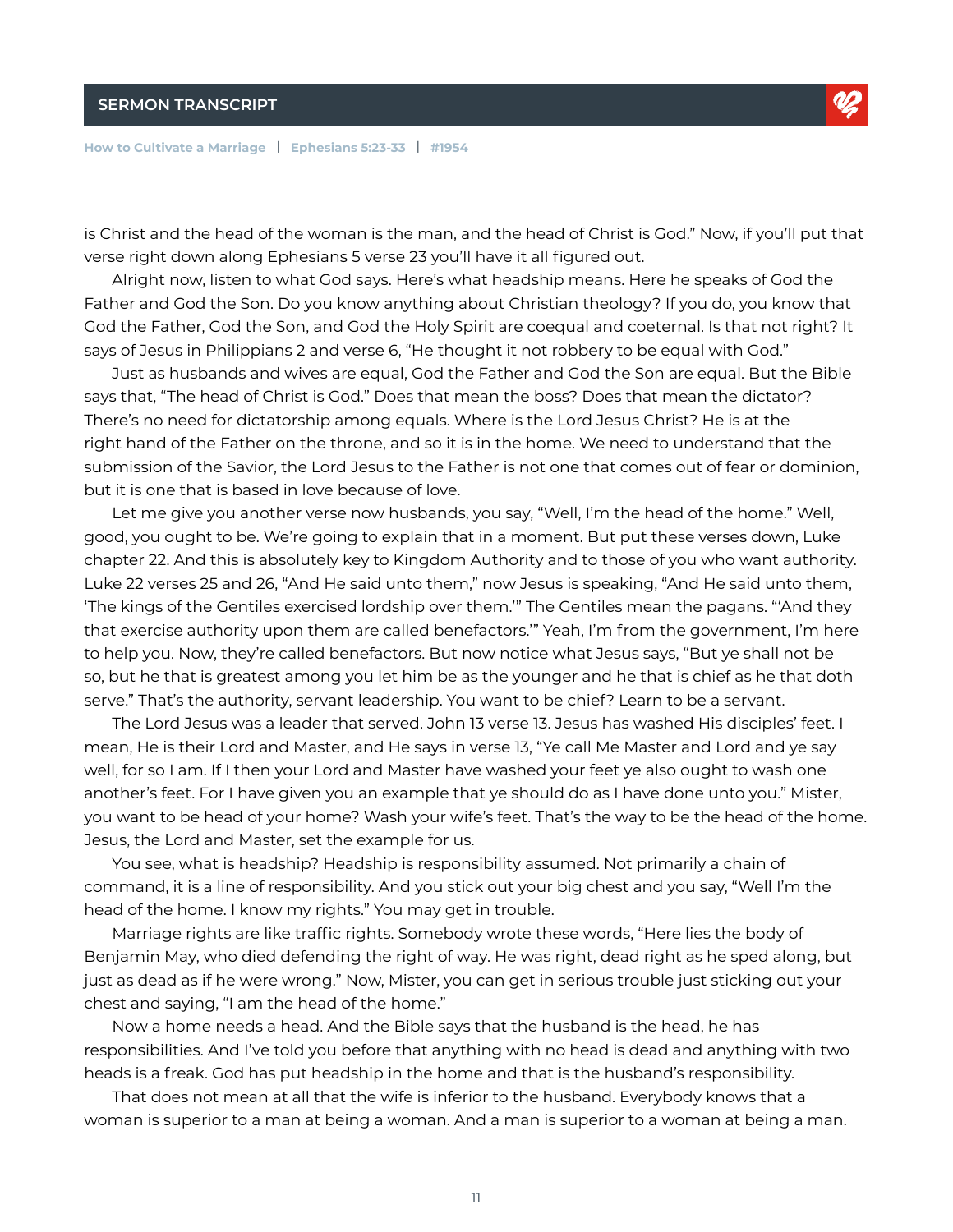is Christ and the head of the woman is the man, and the head of Christ is God." Now, if you'll put that verse right down along Ephesians 5 verse 23 you'll have it all figured out.

Alright now, listen to what God says. Here's what headship means. Here he speaks of God the Father and God the Son. Do you know anything about Christian theology? If you do, you know that God the Father, God the Son, and God the Holy Spirit are coequal and coeternal. Is that not right? It says of Jesus in Philippians 2 and verse 6, "He thought it not robbery to be equal with God."

Just as husbands and wives are equal, God the Father and God the Son are equal. But the Bible says that, "The head of Christ is God." Does that mean the boss? Does that mean the dictator? There's no need for dictatorship among equals. Where is the Lord Jesus Christ? He is at the right hand of the Father on the throne, and so it is in the home. We need to understand that the submission of the Savior, the Lord Jesus to the Father is not one that comes out of fear or dominion, but it is one that is based in love because of love.

Let me give you another verse now husbands, you say, "Well, I'm the head of the home." Well, good, you ought to be. We're going to explain that in a moment. But put these verses down, Luke chapter 22. And this is absolutely key to Kingdom Authority and to those of you who want authority. Luke 22 verses 25 and 26, "And He said unto them," now Jesus is speaking, "And He said unto them, 'The kings of the Gentiles exercised lordship over them.'" The Gentiles mean the pagans. "'And they that exercise authority upon them are called benefactors.'" Yeah, I'm from the government, I'm here to help you. Now, they're called benefactors. But now notice what Jesus says, "But ye shall not be so, but he that is greatest among you let him be as the younger and he that is chief as he that doth serve." That's the authority, servant leadership. You want to be chief? Learn to be a servant.

The Lord Jesus was a leader that served. John 13 verse 13. Jesus has washed His disciples' feet. I mean, He is their Lord and Master, and He says in verse 13, "Ye call Me Master and Lord and ye say well, for so I am. If I then your Lord and Master have washed your feet ye also ought to wash one another's feet. For I have given you an example that ye should do as I have done unto you." Mister, you want to be head of your home? Wash your wife's feet. That's the way to be the head of the home. Jesus, the Lord and Master, set the example for us.

You see, what is headship? Headship is responsibility assumed. Not primarily a chain of command, it is a line of responsibility. And you stick out your big chest and you say, "Well I'm the head of the home. I know my rights." You may get in trouble.

Marriage rights are like traffic rights. Somebody wrote these words, "Here lies the body of Benjamin May, who died defending the right of way. He was right, dead right as he sped along, but just as dead as if he were wrong." Now, Mister, you can get in serious trouble just sticking out your chest and saying, "I am the head of the home."

Now a home needs a head. And the Bible says that the husband is the head, he has responsibilities. And I've told you before that anything with no head is dead and anything with two heads is a freak. God has put headship in the home and that is the husband's responsibility.

That does not mean at all that the wife is inferior to the husband. Everybody knows that a woman is superior to a man at being a woman. And a man is superior to a woman at being a man.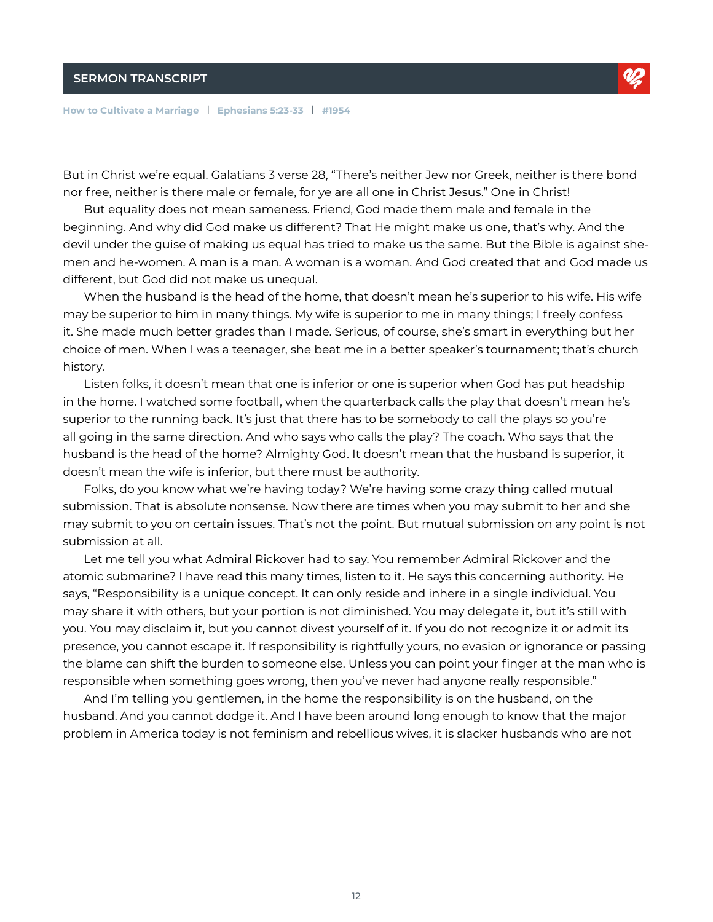But in Christ we're equal. Galatians 3 verse 28, "There's neither Jew nor Greek, neither is there bond nor free, neither is there male or female, for ye are all one in Christ Jesus." One in Christ!

But equality does not mean sameness. Friend, God made them male and female in the beginning. And why did God make us different? That He might make us one, that's why. And the devil under the guise of making us equal has tried to make us the same. But the Bible is against she-men and he-women. A man is a man. A woman is a woman. And God created that and God made us different, but God did not make us unequal.

When the husband is the head of the home, that doesn't mean he's superior to his wife. His wife may be superior to him in many things. My wife is superior to me in many things; I freely confess it. She made much better grades than I made. Serious, of course, she's smart in everything but her choice of men. When I was a teenager, she beat me in a better speaker's tournament; that's church history.

Listen folks, it doesn't mean that one is inferior or one is superior when God has put headship in the home. I watched some football, when the quarterback calls the play that doesn't mean he's superior to the running back. It's just that there has to be somebody to call the plays so you're all going in the same direction. And who says who calls the play? The coach. Who says that the husband is the head of the home? Almighty God. It doesn't mean that the husband is superior, it doesn't mean the wife is inferior, but there must be authority.

Folks, do you know what we're having today? We're having some crazy thing called mutual submission. That is absolute nonsense. Now there are times when you may submit to her and she may submit to you on certain issues. That's not the point. But mutual submission on any point is not submission at all.

Let me tell you what Admiral Rickover had to say. You remember Admiral Rickover and the atomic submarine? I have read this many times, listen to it. He says this concerning authority. He says, "Responsibility is a unique concept. It can only reside and inhere in a single individual. You may share it with others, but your portion is not diminished. You may delegate it, but it's still with you. You may disclaim it, but you cannot divest yourself of it. If you do not recognize it or admit its presence, you cannot escape it. If responsibility is rightfully yours, no evasion or ignorance or passing the blame can shift the burden to someone else. Unless you can point your finger at the man who is responsible when something goes wrong, then you've never had anyone really responsible."

And I'm telling you gentlemen, in the home the responsibility is on the husband, on the husband. And you cannot dodge it. And I have been around long enough to know that the major problem in America today is not feminism and rebellious wives, it is slacker husbands who are not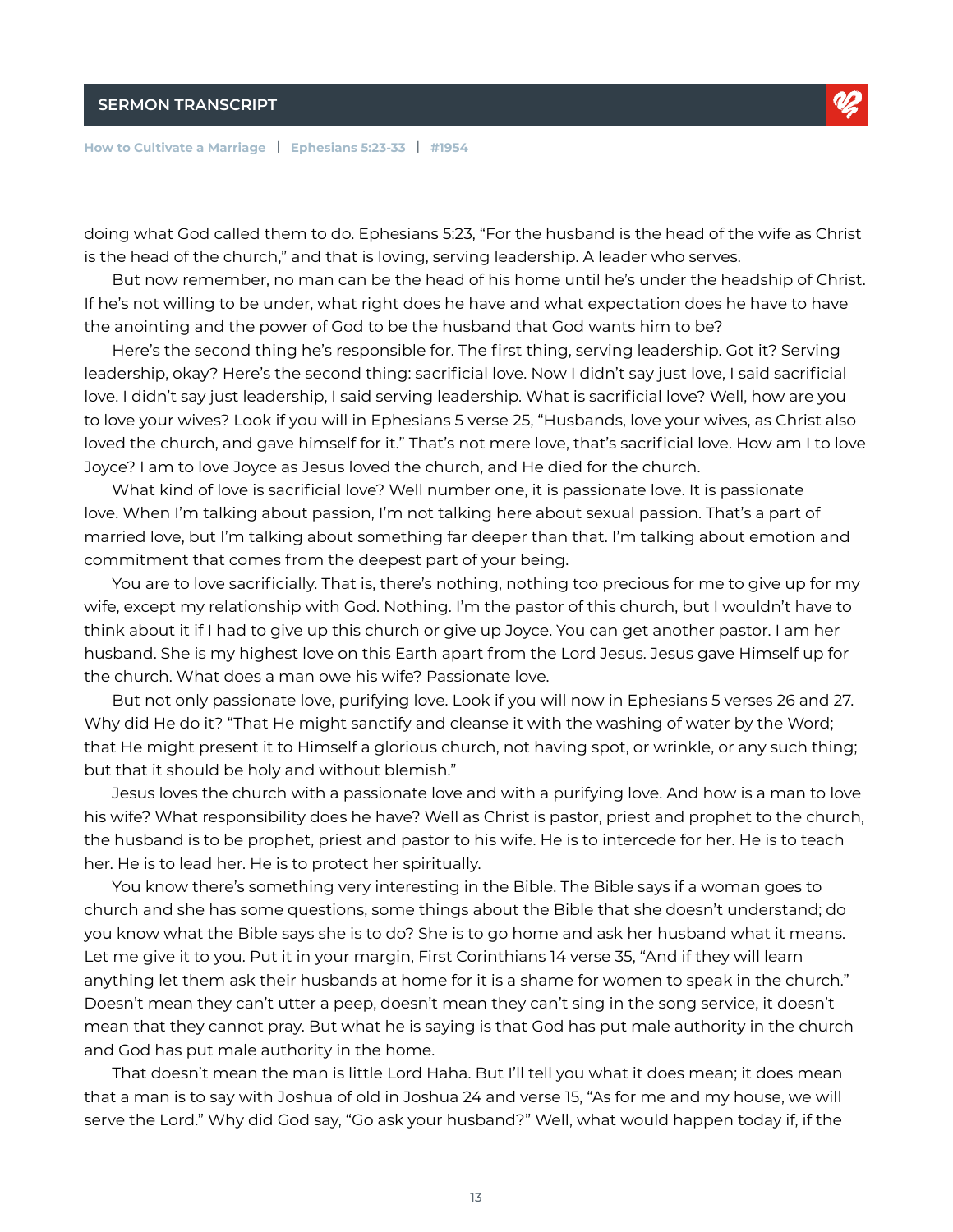doing what God called them to do. Ephesians 5:23, "For the husband is the head of the wife as Christ is the head of the church," and that is loving, serving leadership. A leader who serves.

But now remember, no man can be the head of his home until he's under the headship of Christ. If he's not willing to be under, what right does he have and what expectation does he have to have the anointing and the power of God to be the husband that God wants him to be?

Here's the second thing he's responsible for. The first thing, serving leadership. Got it? Serving leadership, okay? Here's the second thing: sacrificial love. Now I didn't say just love, I said sacrificial love. I didn't say just leadership, I said serving leadership. What is sacrificial love? Well, how are you to love your wives? Look if you will in Ephesians 5 verse 25, "Husbands, love your wives, as Christ also loved the church, and gave himself for it." That's not mere love, that's sacrificial love. How am I to love Joyce? I am to love Joyce as Jesus loved the church, and He died for the church.

What kind of love is sacrificial love? Well number one, it is passionate love. It is passionate love. When I'm talking about passion, I'm not talking here about sexual passion. That's a part of married love, but I'm talking about something far deeper than that. I'm talking about emotion and commitment that comes from the deepest part of your being.

You are to love sacrificially. That is, there's nothing, nothing too precious for me to give up for my wife, except my relationship with God. Nothing. I'm the pastor of this church, but I wouldn't have to think about it if I had to give up this church or give up Joyce. You can get another pastor. I am her husband. She is my highest love on this Earth apart from the Lord Jesus. Jesus gave Himself up for the church. What does a man owe his wife? Passionate love.

But not only passionate love, purifying love. Look if you will now in Ephesians 5 verses 26 and 27. Why did He do it? "That He might sanctify and cleanse it with the washing of water by the Word; that He might present it to Himself a glorious church, not having spot, or wrinkle, or any such thing; but that it should be holy and without blemish."

Jesus loves the church with a passionate love and with a purifying love. And how is a man to love his wife? What responsibility does he have? Well as Christ is pastor, priest and prophet to the church, the husband is to be prophet, priest and pastor to his wife. He is to intercede for her. He is to teach her. He is to lead her. He is to protect her spiritually.

You know there's something very interesting in the Bible. The Bible says if a woman goes to church and she has some questions, some things about the Bible that she doesn't understand; do you know what the Bible says she is to do? She is to go home and ask her husband what it means. Let me give it to you. Put it in your margin, First Corinthians 14 verse 35, "And if they will learn anything let them ask their husbands at home for it is a shame for women to speak in the church." Doesn't mean they can't utter a peep, doesn't mean they can't sing in the song service, it doesn't mean that they cannot pray. But what he is saying is that God has put male authority in the church and God has put male authority in the home.

That doesn't mean the man is little Lord Haha. But I'll tell you what it does mean; it does mean that a man is to say with Joshua of old in Joshua 24 and verse 15, "As for me and my house, we will serve the Lord." Why did God say, "Go ask your husband?" Well, what would happen today if, if the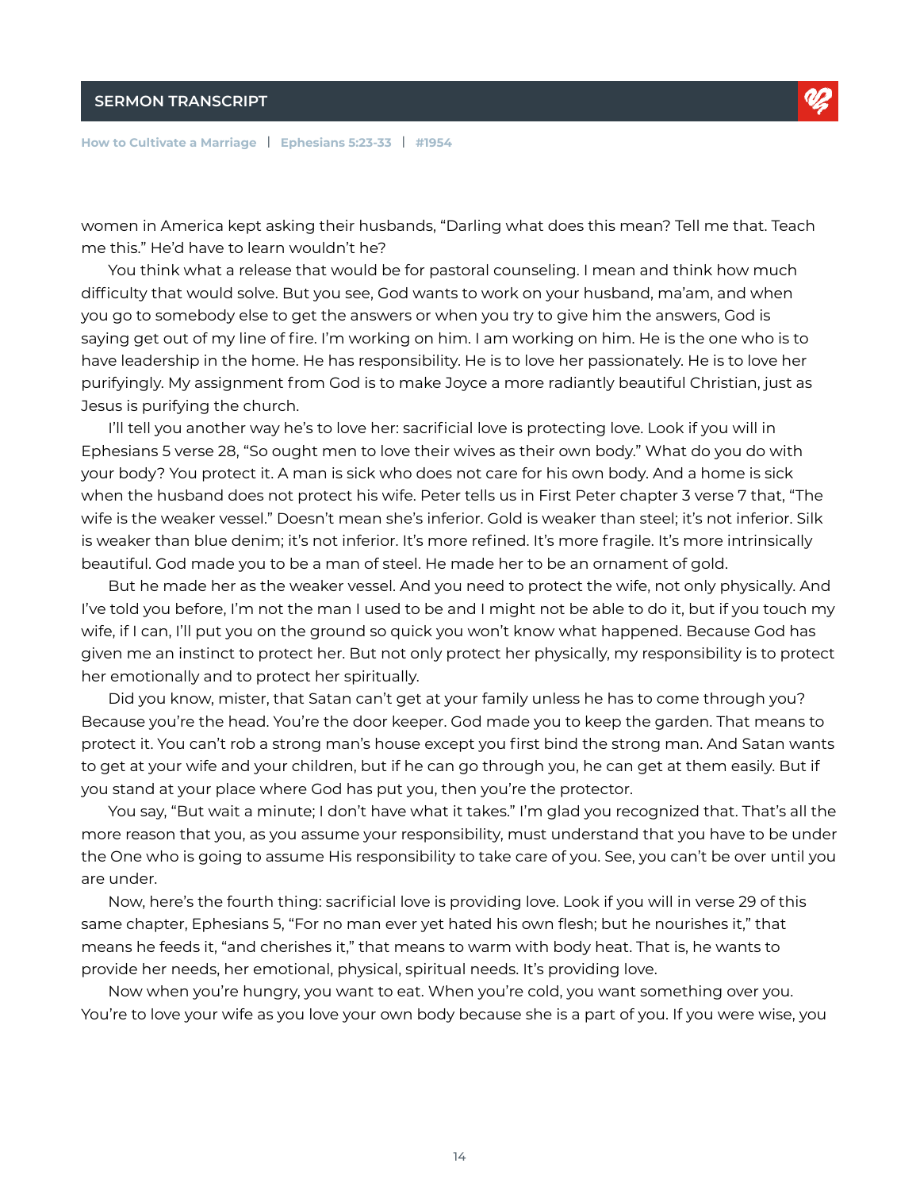women in America kept asking their husbands, "Darling what does this mean? Tell me that. Teach me this." He'd have to learn wouldn't he?

You think what a release that would be for pastoral counseling. I mean and think how much difficulty that would solve. But you see, God wants to work on your husband, ma'am, and when you go to somebody else to get the answers or when you try to give him the answers, God is saying get out of my line of fire. I'm working on him. I am working on him. He is the one who is to have leadership in the home. He has responsibility. He is to love her passionately. He is to love her purifyingly. My assignment from God is to make Joyce a more radiantly beautiful Christian, just as Jesus is purifying the church.

I'll tell you another way he's to love her: sacrificial love is protecting love. Look if you will in Ephesians 5 verse 28, "So ought men to love their wives as their own body." What do you do with your body? You protect it. A man is sick who does not care for his own body. And a home is sick when the husband does not protect his wife. Peter tells us in First Peter chapter 3 verse 7 that, "The wife is the weaker vessel." Doesn't mean she's inferior. Gold is weaker than steel; it's not inferior. Silk is weaker than blue denim; it's not inferior. It's more refined. It's more fragile. It's more intrinsically beautiful. God made you to be a man of steel. He made her to be an ornament of gold.

But he made her as the weaker vessel. And you need to protect the wife, not only physically. And I've told you before, I'm not the man I used to be and I might not be able to do it, but if you touch my wife, if I can, I'll put you on the ground so quick you won't know what happened. Because God has given me an instinct to protect her. But not only protect her physically, my responsibility is to protect her emotionally and to protect her spiritually.

Did you know, mister, that Satan can't get at your family unless he has to come through you? Because you're the head. You're the door keeper. God made you to keep the garden. That means to protect it. You can't rob a strong man's house except you first bind the strong man. And Satan wants to get at your wife and your children, but if he can go through you, he can get at them easily. But if you stand at your place where God has put you, then you're the protector.

You say, "But wait a minute; I don't have what it takes." I'm glad you recognized that. That's all the more reason that you, as you assume your responsibility, must understand that you have to be under the One who is going to assume His responsibility to take care of you. See, you can't be over until you are under.

Now, here's the fourth thing: sacrificial love is providing love. Look if you will in verse 29 of this same chapter, Ephesians 5, "For no man ever yet hated his own flesh; but he nourishes it," that means he feeds it, "and cherishes it," that means to warm with body heat. That is, he wants to provide her needs, her emotional, physical, spiritual needs. It's providing love.

Now when you're hungry, you want to eat. When you're cold, you want something over you. You're to love your wife as you love your own body because she is a part of you. If you were wise, you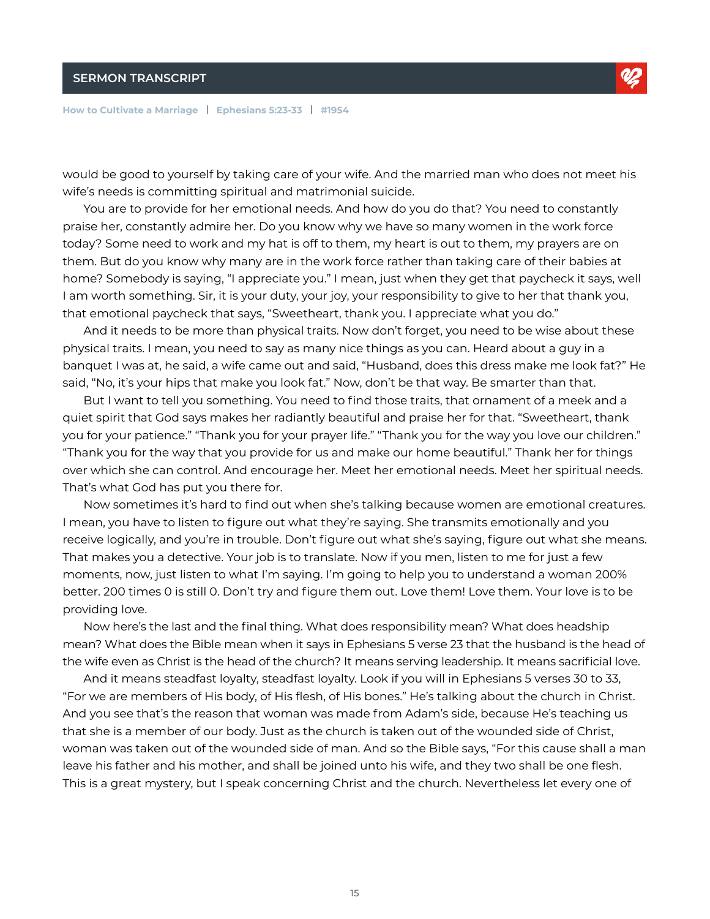would be good to yourself by taking care of your wife. And the married man who does not meet his wife's needs is committing spiritual and matrimonial suicide.

You are to provide for her emotional needs. And how do you do that? You need to constantly praise her, constantly admire her. Do you know why we have so many women in the work force today? Some need to work and my hat is off to them, my heart is out to them, my prayers are on them. But do you know why many are in the work force rather than taking care of their babies at home? Somebody is saying, "I appreciate you." I mean, just when they get that paycheck it says, well I am worth something. Sir, it is your duty, your joy, your responsibility to give to her that thank you, that emotional paycheck that says, "Sweetheart, thank you. I appreciate what you do."

And it needs to be more than physical traits. Now don't forget, you need to be wise about these physical traits. I mean, you need to say as many nice things as you can. Heard about a guy in a banquet I was at, he said, a wife came out and said, "Husband, does this dress make me look fat?" He said, "No, it's your hips that make you look fat." Now, don't be that way. Be smarter than that.

But I want to tell you something. You need to find those traits, that ornament of a meek and a quiet spirit that God says makes her radiantly beautiful and praise her for that. "Sweetheart, thank you for your patience." "Thank you for your prayer life." "Thank you for the way you love our children." "Thank you for the way that you provide for us and make our home beautiful." Thank her for things over which she can control. And encourage her. Meet her emotional needs. Meet her spiritual needs. That's what God has put you there for.

Now sometimes it's hard to find out when she's talking because women are emotional creatures. I mean, you have to listen to figure out what they're saying. She transmits emotionally and you receive logically, and you're in trouble. Don't figure out what she's saying, figure out what she means. That makes you a detective. Your job is to translate. Now if you men, listen to me for just a few moments, now, just listen to what I'm saying. I'm going to help you to understand a woman 200% better. 200 times 0 is still 0. Don't try and figure them out. Love them! Love them. Your love is to be providing love.

Now here's the last and the final thing. What does responsibility mean? What does headship mean? What does the Bible mean when it says in Ephesians 5 verse 23 that the husband is the head of the wife even as Christ is the head of the church? It means serving leadership. It means sacrificial love.

And it means steadfast loyalty, steadfast loyalty. Look if you will in Ephesians 5 verses 30 to 33, "For we are members of His body, of His flesh, of His bones." He's talking about the church in Christ. And you see that's the reason that woman was made from Adam's side, because He's teaching us that she is a member of our body. Just as the church is taken out of the wounded side of Christ, woman was taken out of the wounded side of man. And so the Bible says, "For this cause shall a man leave his father and his mother, and shall be joined unto his wife, and they two shall be one flesh. This is a great mystery, but I speak concerning Christ and the church. Nevertheless let every one of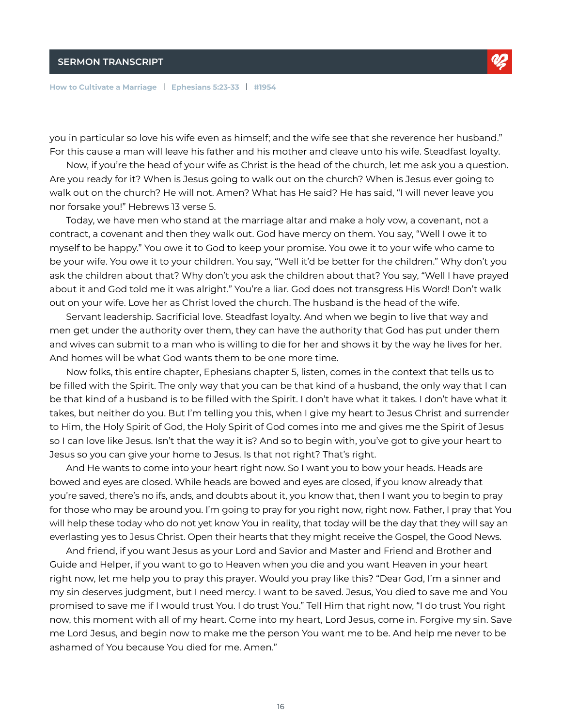you in particular so love his wife even as himself; and the wife see that she reverence her husband." For this cause a man will leave his father and his mother and cleave unto his wife. Steadfast loyalty.

Now, if you're the head of your wife as Christ is the head of the church, let me ask you a question. Are you ready for it? When is Jesus going to walk out on the church? When is Jesus ever going to walk out on the church? He will not. Amen? What has He said? He has said, "I will never leave you nor forsake you!" Hebrews 13 verse 5.

Today, we have men who stand at the marriage altar and make a holy vow, a covenant, not a contract, a covenant and then they walk out. God have mercy on them. You say, "Well I owe it to myself to be happy." You owe it to God to keep your promise. You owe it to your wife who came to be your wife. You owe it to your children. You say, "Well it'd be better for the children." Why don't you ask the children about that? Why don't you ask the children about that? You say, "Well I have prayed about it and God told me it was alright." You're a liar. God does not transgress His Word! Don't walk out on your wife. Love her as Christ loved the church. The husband is the head of the wife.

Servant leadership. Sacrificial love. Steadfast loyalty. And when we begin to live that way and men get under the authority over them, they can have the authority that God has put under them and wives can submit to a man who is willing to die for her and shows it by the way he lives for her. And homes will be what God wants them to be one more time.

Now folks, this entire chapter, Ephesians chapter 5, listen, comes in the context that tells us to be filled with the Spirit. The only way that you can be that kind of a husband, the only way that I can be that kind of a husband is to be filled with the Spirit. I don't have what it takes. I don't have what it takes, but neither do you. But I'm telling you this, when I give my heart to Jesus Christ and surrender to Him, the Holy Spirit of God, the Holy Spirit of God comes into me and gives me the Spirit of Jesus so I can love like Jesus. Isn't that the way it is? And so to begin with, you've got to give your heart to Jesus so you can give your home to Jesus. Is that not right? That's right.

And He wants to come into your heart right now. So I want you to bow your heads. Heads are bowed and eyes are closed. While heads are bowed and eyes are closed, if you know already that you're saved, there's no ifs, ands, and doubts about it, you know that, then I want you to begin to pray for those who may be around you. I'm going to pray for you right now, right now. Father, I pray that You will help these today who do not yet know You in reality, that today will be the day that they will say an everlasting yes to Jesus Christ. Open their hearts that they might receive the Gospel, the Good News.

And friend, if you want Jesus as your Lord and Savior and Master and Friend and Brother and Guide and Helper, if you want to go to Heaven when you die and you want Heaven in your heart right now, let me help you to pray this prayer. Would you pray like this? "Dear God, I'm a sinner and my sin deserves judgment, but I need mercy. I want to be saved. Jesus, You died to save me and You promised to save me if I would trust You. I do trust You." Tell Him that right now, "I do trust You right now, this moment with all of my heart. Come into my heart, Lord Jesus, come in. Forgive my sin. Save me Lord Jesus, and begin now to make me the person You want me to be. And help me never to be ashamed of You because You died for me. Amen."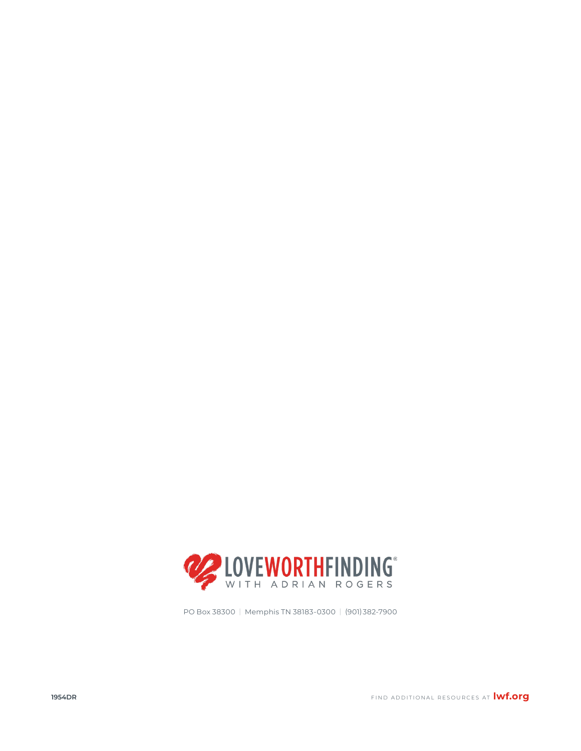LOVEWORTHFINDING®
WITH ADRIAN ROGERS

PO Box 38300 | Memphis TN 38183-0300 | (901) 382-7900

1954DR

FIND ADDITIONAL RESOURCES AT **lwf.org**